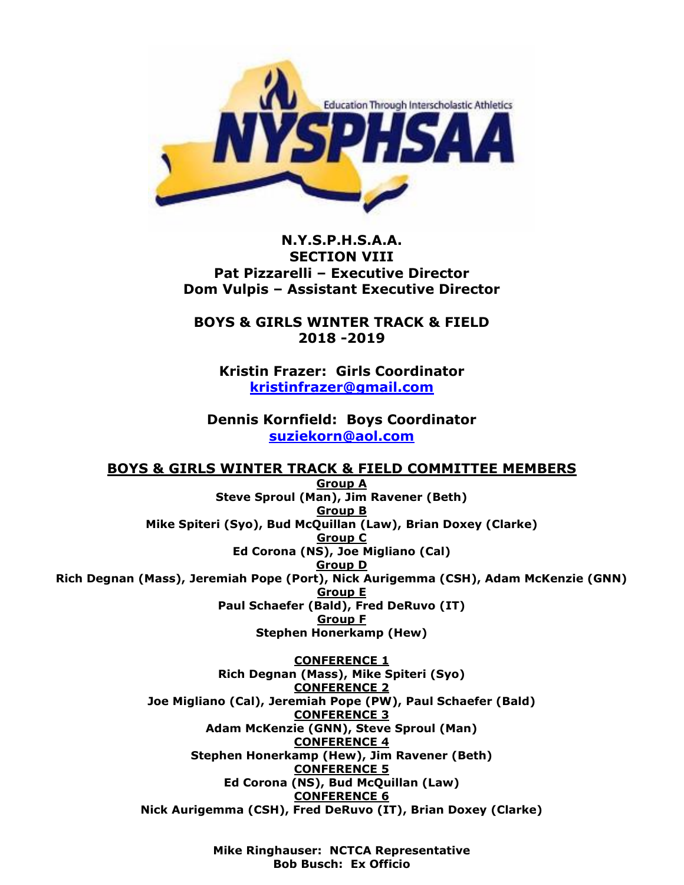**N.Y.S.P.H.S.A.A.**
**SECTION VIII**
**Pat Pizzarelli – Executive Director**
**Dom Vulpis – Assistant Executive Director**

**BOYS & GIRLS WINTER TRACK & FIELD**
**2018 -2019**

**Kristin Frazer: Girls Coordinator**
**kristinfrazer@gmail.com**

**Dennis Kornfield: Boys Coordinator**
**suziekorn@aol.com**

## BOYS & GIRLS WINTER TRACK & FIELD COMMITTEE MEMBERS

**Group A**
**Steve Sproul (Man), Jim Ravener (Beth)**

**Group B**
**Mike Spiteri (Syo), Bud McQuillan (Law), Brian Doxey (Clarke)**

**Group C**
**Ed Corona (NS), Joe Migliano (Cal)**

**Group D**
**Rich Degnan (Mass), Jeremiah Pope (Port), Nick Aurigemma (CSH), Adam McKenzie (GNN)**

**Group E**
**Paul Schaefer (Bald), Fred DeRuvo (IT)**

**Group F**
**Stephen Honerkamp (Hew)**

**CONFERENCE 1**
**Rich Degnan (Mass), Mike Spiteri (Syo)**

**CONFERENCE 2**
**Joe Migliano (Cal), Jeremiah Pope (PW), Paul Schaefer (Bald)**

**CONFERENCE 3**
**Adam McKenzie (GNN), Steve Sproul (Man)**

**CONFERENCE 4**
**Stephen Honerkamp (Hew), Jim Ravener (Beth)**

**CONFERENCE 5**
**Ed Corona (NS), Bud McQuillan (Law)**

**CONFERENCE 6**
**Nick Aurigemma (CSH), Fred DeRuvo (IT), Brian Doxey (Clarke)**

**Mike Ringhauser: NCTCA Representative**
**Bob Busch: Ex Officio**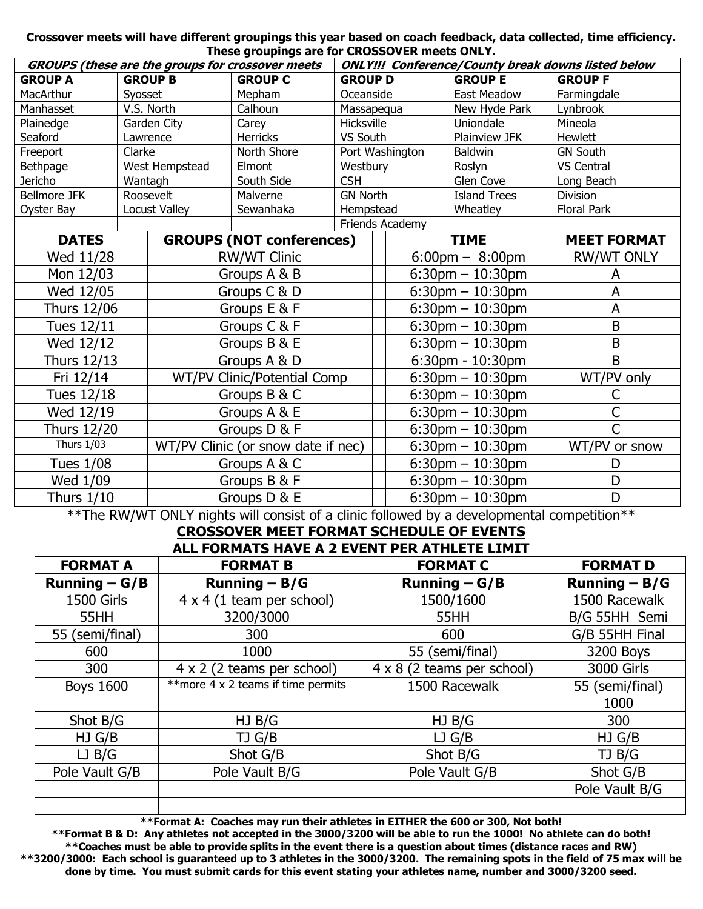**Crossover meets will have different groupings this year based on coach feedback, data collected, time efficiency. These groupings are for CROSSOVER meets ONLY.**

| ***GROUPS (these are the groups for crossover meets*** | | | ***ONLY!!! Conference/County break downs listed below*** | | |
|---|---|---|---|---|---|
| **GROUP A** | **GROUP B** | **GROUP C** | **GROUP D** | **GROUP E** | **GROUP F** |
| MacArthur | Syosset | Mepham | Oceanside | East Meadow | Farmingdale |
| Manhasset | V.S. North | Calhoun | Massapequa | New Hyde Park | Lynbrook |
| Plainedge | Garden City | Carey | Hicksville | Uniondale | Mineola |
| Seaford | Lawrence | Herricks | VS South | Plainview JFK | Hewlett |
| Freeport | Clarke | North Shore | Port Washington | Baldwin | GN South |
| Bethpage | West Hempstead | Elmont | Westbury | Roslyn | VS Central |
| Jericho | Wantagh | South Side | CSH | Glen Cove | Long Beach |
| Bellmore JFK | Roosevelt | Malverne | GN North | Island Trees | Division |
| Oyster Bay | Locust Valley | Sewanhaka | Hempstead | Wheatley | Floral Park |
| | | | Friends Academy | | |

| DATES | GROUPS (NOT conferences) | TIME | MEET FORMAT |
|---|---|---|---|
| Wed 11/28 | RW/WT Clinic | 6:00pm – 8:00pm | RW/WT ONLY |
| Mon 12/03 | Groups A & B | 6:30pm – 10:30pm | A |
| Wed 12/05 | Groups C & D | 6:30pm – 10:30pm | A |
| Thurs 12/06 | Groups E & F | 6:30pm – 10:30pm | A |
| Tues 12/11 | Groups C & F | 6:30pm – 10:30pm | B |
| Wed 12/12 | Groups B & E | 6:30pm – 10:30pm | B |
| Thurs 12/13 | Groups A & D | 6:30pm - 10:30pm | B |
| Fri 12/14 | WT/PV Clinic/Potential Comp | 6:30pm – 10:30pm | WT/PV only |
| Tues 12/18 | Groups B & C | 6:30pm – 10:30pm | C |
| Wed 12/19 | Groups A & E | 6:30pm – 10:30pm | C |
| Thurs 12/20 | Groups D & F | 6:30pm – 10:30pm | C |
| Thurs 1/03 | WT/PV Clinic (or snow date if nec) | 6:30pm – 10:30pm | WT/PV or snow |
| Tues 1/08 | Groups A & C | 6:30pm – 10:30pm | D |
| Wed 1/09 | Groups B & F | 6:30pm – 10:30pm | D |
| Thurs 1/10 | Groups D & E | 6:30pm – 10:30pm | D |

**The RW/WT ONLY nights will consist of a clinic followed by a developmental competition**

## CROSSOVER MEET FORMAT SCHEDULE OF EVENTS

### ALL FORMATS HAVE A 2 EVENT PER ATHLETE LIMIT

| FORMAT A | FORMAT B | FORMAT C | FORMAT D |
|---|---|---|---|
| **Running – G/B** | **Running – B/G** | **Running – G/B** | **Running – B/G** |
| 1500 Girls | 4 x 4 (1 team per school) | 1500/1600 | 1500 Racewalk |
| 55HH | 3200/3000 | 55HH | B/G 55HH Semi |
| 55 (semi/final) | 300 | 600 | G/B 55HH Final |
| 600 | 1000 | 55 (semi/final) | 3200 Boys |
| 300 | 4 x 2 (2 teams per school) | 4 x 8 (2 teams per school) | 3000 Girls |
| Boys 1600 | **more 4 x 2 teams if time permits | 1500 Racewalk | 55 (semi/final) |
| | | | 1000 |
| Shot B/G | HJ B/G | HJ B/G | 300 |
| HJ G/B | TJ G/B | LJ G/B | HJ G/B |
| LJ B/G | Shot G/B | Shot B/G | TJ B/G |
| Pole Vault G/B | Pole Vault B/G | Pole Vault G/B | Shot G/B |
| | | | Pole Vault B/G |
| | | | |

**\*\*Format A: Coaches may run their athletes in EITHER the 600 or 300, Not both!**

**\*\*Format B & D: Any athletes not accepted in the 3000/3200 will be able to run the 1000! No athlete can do both!**

**\*\*Coaches must be able to provide splits in the event there is a question about times (distance races and RW)**

**\*\*3200/3000: Each school is guaranteed up to 3 athletes in the 3000/3200. The remaining spots in the field of 75 max will be done by time. You must submit cards for this event stating your athletes name, number and 3000/3200 seed.**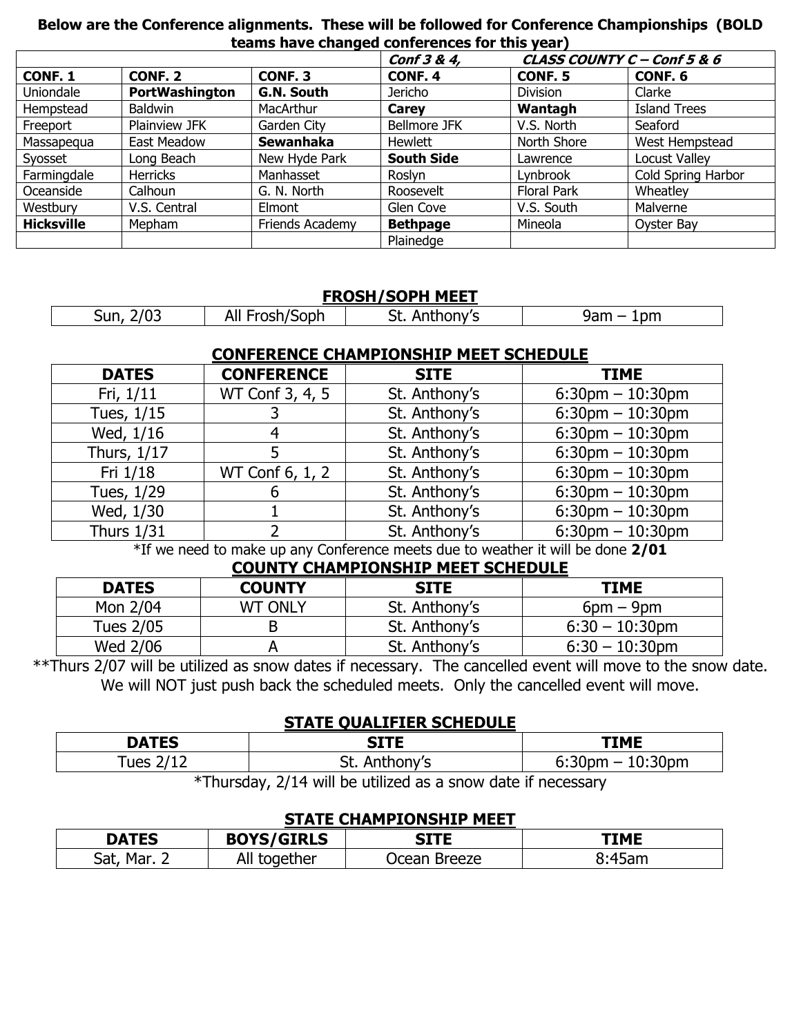**Below are the Conference alignments. These will be followed for Conference Championships (BOLD teams have changed conferences for this year)**

| | | | *Conf 3 & 4,* | *CLASS COUNTY C – Conf 5 & 6* | |
|---|---|---|---|---|---|
| **CONF. 1** | **CONF. 2** | **CONF. 3** | **CONF. 4** | **CONF. 5** | **CONF. 6** |
| Uniondale | **PortWashington** | **G.N. South** | Jericho | Division | Clarke |
| Hempstead | Baldwin | MacArthur | **Carey** | **Wantagh** | Island Trees |
| Freeport | Plainview JFK | Garden City | Bellmore JFK | V.S. North | Seaford |
| Massapequa | East Meadow | **Sewanhaka** | Hewlett | North Shore | West Hempstead |
| Syosset | Long Beach | New Hyde Park | **South Side** | Lawrence | Locust Valley |
| Farmingdale | Herricks | Manhasset | Roslyn | Lynbrook | Cold Spring Harbor |
| Oceanside | Calhoun | G. N. North | Roosevelt | Floral Park | Wheatley |
| Westbury | V.S. Central | Elmont | Glen Cove | V.S. South | Malverne |
| **Hicksville** | Mepham | Friends Academy | **Bethpage** | Mineola | Oyster Bay |
| | | | Plainedge | | |

## FROSH/SOPH MEET

| | | | |
|---|---|---|---|
| Sun, 2/03 | All Frosh/Soph | St. Anthony's | 9am – 1pm |

## CONFERENCE CHAMPIONSHIP MEET SCHEDULE

| DATES | CONFERENCE | SITE | TIME |
|---|---|---|---|
| Fri, 1/11 | WT Conf 3, 4, 5 | St. Anthony's | 6:30pm – 10:30pm |
| Tues, 1/15 | 3 | St. Anthony's | 6:30pm – 10:30pm |
| Wed, 1/16 | 4 | St. Anthony's | 6:30pm – 10:30pm |
| Thurs, 1/17 | 5 | St. Anthony's | 6:30pm – 10:30pm |
| Fri 1/18 | WT Conf 6, 1, 2 | St. Anthony's | 6:30pm – 10:30pm |
| Tues, 1/29 | 6 | St. Anthony's | 6:30pm – 10:30pm |
| Wed, 1/30 | 1 | St. Anthony's | 6:30pm – 10:30pm |
| Thurs 1/31 | 2 | St. Anthony's | 6:30pm – 10:30pm |

*If we need to make up any Conference meets due to weather it will be done **2/01**

## COUNTY CHAMPIONSHIP MEET SCHEDULE

| DATES | COUNTY | SITE | TIME |
|---|---|---|---|
| Mon 2/04 | WT ONLY | St. Anthony's | 6pm – 9pm |
| Tues 2/05 | B | St. Anthony's | 6:30 – 10:30pm |
| Wed 2/06 | A | St. Anthony's | 6:30 – 10:30pm |

**Thurs 2/07 will be utilized as snow dates if necessary. The cancelled event will move to the snow date. We will NOT just push back the scheduled meets. Only the cancelled event will move.

## STATE QUALIFIER SCHEDULE

| DATES | SITE | TIME |
|---|---|---|
| Tues 2/12 | St. Anthony's | 6:30pm – 10:30pm |

*Thursday, 2/14 will be utilized as a snow date if necessary

## STATE CHAMPIONSHIP MEET

| DATES | BOYS/GIRLS | SITE | TIME |
|---|---|---|---|
| Sat, Mar. 2 | All together | Ocean Breeze | 8:45am |